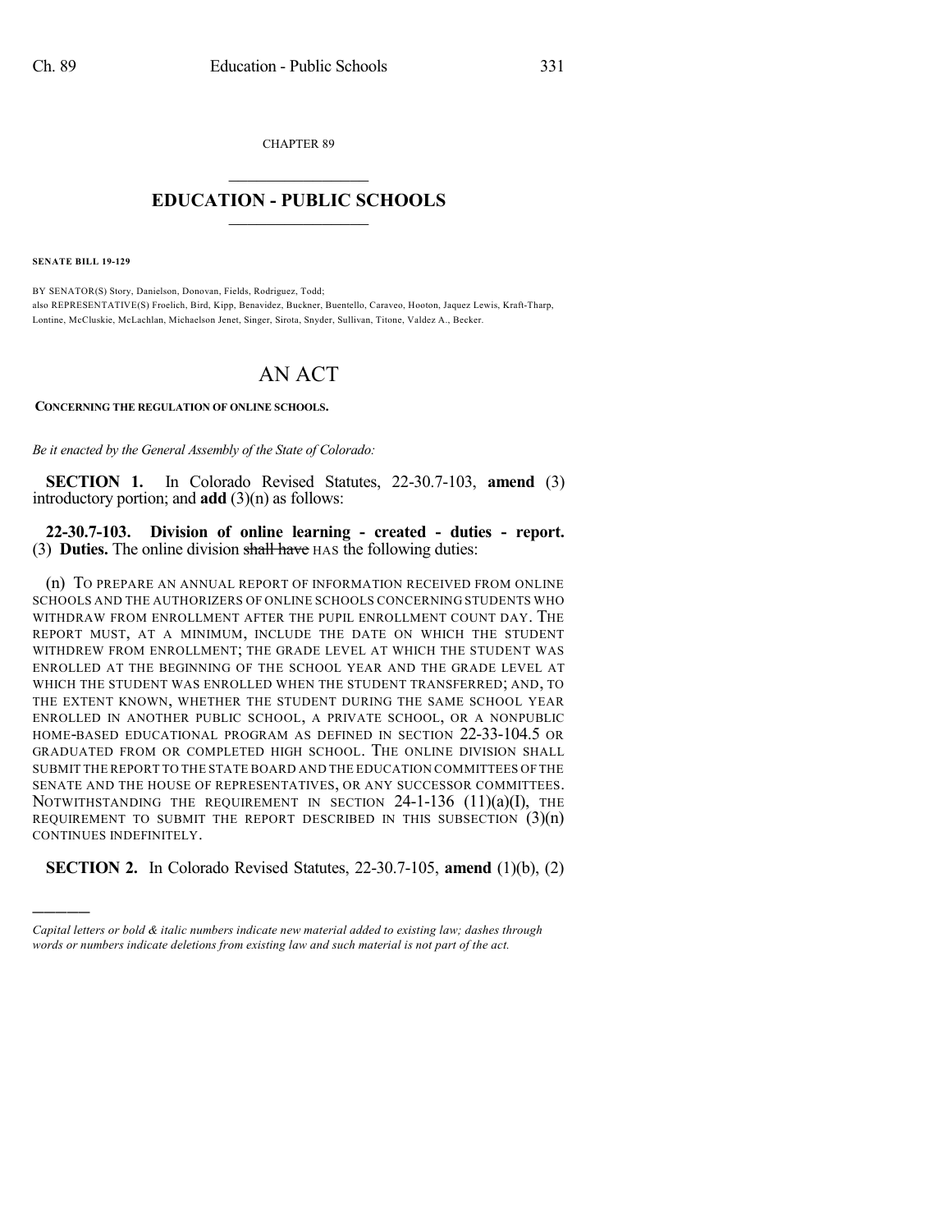CHAPTER 89

# EDUCATION - PUBLIC SCHOOLS

**SENATE BILL 19-129**

BY SENATOR(S) Story, Danielson, Donovan, Fields, Rodriguez, Todd;
also REPRESENTATIVE(S) Froelich, Bird, Kipp, Benavidez, Buckner, Buentello, Caraveo, Hooton, Jaquez Lewis, Kraft-Tharp, Lontine, McCluskie, McLachlan, Michaelson Jenet, Singer, Sirota, Snyder, Sullivan, Titone, Valdez A., Becker.

# AN ACT

**CONCERNING THE REGULATION OF ONLINE SCHOOLS.**

*Be it enacted by the General Assembly of the State of Colorado:*

**SECTION 1.** In Colorado Revised Statutes, 22-30.7-103, **amend** (3) introductory portion; and **add** (3)(n) as follows:

**22-30.7-103. Division of online learning - created - duties - report.** (3) **Duties.** The online division ~~shall have~~ HAS the following duties:

(n) TO PREPARE AN ANNUAL REPORT OF INFORMATION RECEIVED FROM ONLINE SCHOOLS AND THE AUTHORIZERS OF ONLINE SCHOOLS CONCERNING STUDENTS WHO WITHDRAW FROM ENROLLMENT AFTER THE PUPIL ENROLLMENT COUNT DAY. THE REPORT MUST, AT A MINIMUM, INCLUDE THE DATE ON WHICH THE STUDENT WITHDREW FROM ENROLLMENT; THE GRADE LEVEL AT WHICH THE STUDENT WAS ENROLLED AT THE BEGINNING OF THE SCHOOL YEAR AND THE GRADE LEVEL AT WHICH THE STUDENT WAS ENROLLED WHEN THE STUDENT TRANSFERRED; AND, TO THE EXTENT KNOWN, WHETHER THE STUDENT DURING THE SAME SCHOOL YEAR ENROLLED IN ANOTHER PUBLIC SCHOOL, A PRIVATE SCHOOL, OR A NONPUBLIC HOME-BASED EDUCATIONAL PROGRAM AS DEFINED IN SECTION 22-33-104.5 OR GRADUATED FROM OR COMPLETED HIGH SCHOOL. THE ONLINE DIVISION SHALL SUBMIT THE REPORT TO THE STATE BOARD AND THE EDUCATION COMMITTEES OF THE SENATE AND THE HOUSE OF REPRESENTATIVES, OR ANY SUCCESSOR COMMITTEES. NOTWITHSTANDING THE REQUIREMENT IN SECTION 24-1-136 (11)(a)(I), THE REQUIREMENT TO SUBMIT THE REPORT DESCRIBED IN THIS SUBSECTION (3)(n) CONTINUES INDEFINITELY.

**SECTION 2.** In Colorado Revised Statutes, 22-30.7-105, **amend** (1)(b), (2)

---

*Capital letters or bold & italic numbers indicate new material added to existing law; dashes through words or numbers indicate deletions from existing law and such material is not part of the act.*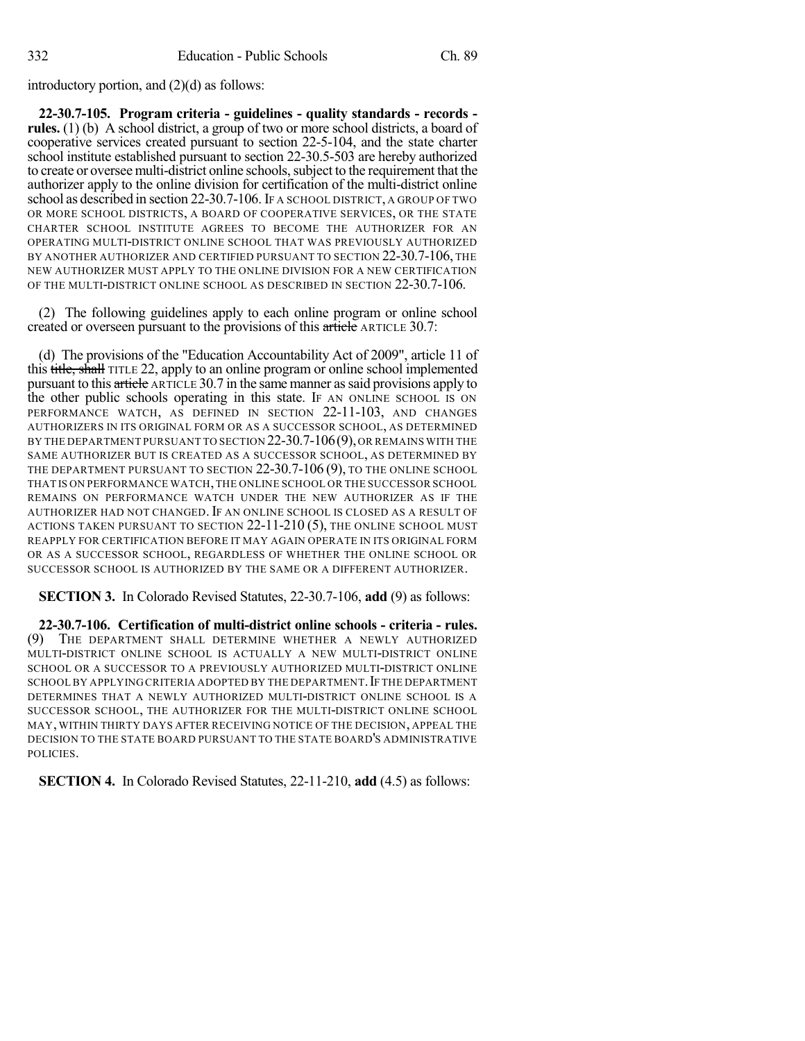introductory portion, and (2)(d) as follows:

**22-30.7-105. Program criteria - guidelines - quality standards - records - rules.** (1) (b) A school district, a group of two or more school districts, a board of cooperative services created pursuant to section 22-5-104, and the state charter school institute established pursuant to section 22-30.5-503 are hereby authorized to create or oversee multi-district online schools, subject to the requirement that the authorizer apply to the online division for certification of the multi-district online school as described in section 22-30.7-106. IF A SCHOOL DISTRICT, A GROUP OF TWO OR MORE SCHOOL DISTRICTS, A BOARD OF COOPERATIVE SERVICES, OR THE STATE CHARTER SCHOOL INSTITUTE AGREES TO BECOME THE AUTHORIZER FOR AN OPERATING MULTI-DISTRICT ONLINE SCHOOL THAT WAS PREVIOUSLY AUTHORIZED BY ANOTHER AUTHORIZER AND CERTIFIED PURSUANT TO SECTION 22-30.7-106, THE NEW AUTHORIZER MUST APPLY TO THE ONLINE DIVISION FOR A NEW CERTIFICATION OF THE MULTI-DISTRICT ONLINE SCHOOL AS DESCRIBED IN SECTION 22-30.7-106.

(2) The following guidelines apply to each online program or online school created or overseen pursuant to the provisions of this ~~article~~ ARTICLE 30.7:

(d) The provisions of the "Education Accountability Act of 2009", article 11 of this ~~title, shall~~ TITLE 22, apply to an online program or online school implemented pursuant to this ~~article~~ ARTICLE 30.7 in the same manner as said provisions apply to the other public schools operating in this state. IF AN ONLINE SCHOOL IS ON PERFORMANCE WATCH, AS DEFINED IN SECTION 22-11-103, AND CHANGES AUTHORIZERS IN ITS ORIGINAL FORM OR AS A SUCCESSOR SCHOOL, AS DETERMINED BY THE DEPARTMENT PURSUANT TO SECTION 22-30.7-106 (9), OR REMAINS WITH THE SAME AUTHORIZER BUT IS CREATED AS A SUCCESSOR SCHOOL, AS DETERMINED BY THE DEPARTMENT PURSUANT TO SECTION 22-30.7-106 (9), TO THE ONLINE SCHOOL THAT IS ON PERFORMANCE WATCH, THE ONLINE SCHOOL OR THE SUCCESSOR SCHOOL REMAINS ON PERFORMANCE WATCH UNDER THE NEW AUTHORIZER AS IF THE AUTHORIZER HAD NOT CHANGED. IF AN ONLINE SCHOOL IS CLOSED AS A RESULT OF ACTIONS TAKEN PURSUANT TO SECTION 22-11-210 (5), THE ONLINE SCHOOL MUST REAPPLY FOR CERTIFICATION BEFORE IT MAY AGAIN OPERATE IN ITS ORIGINAL FORM OR AS A SUCCESSOR SCHOOL, REGARDLESS OF WHETHER THE ONLINE SCHOOL OR SUCCESSOR SCHOOL IS AUTHORIZED BY THE SAME OR A DIFFERENT AUTHORIZER.

**SECTION 3.** In Colorado Revised Statutes, 22-30.7-106, **add** (9) as follows:

**22-30.7-106. Certification of multi-district online schools - criteria - rules.** (9) THE DEPARTMENT SHALL DETERMINE WHETHER A NEWLY AUTHORIZED MULTI-DISTRICT ONLINE SCHOOL IS ACTUALLY A NEW MULTI-DISTRICT ONLINE SCHOOL OR A SUCCESSOR TO A PREVIOUSLY AUTHORIZED MULTI-DISTRICT ONLINE SCHOOL BY APPLYING CRITERIA ADOPTED BY THE DEPARTMENT. IF THE DEPARTMENT DETERMINES THAT A NEWLY AUTHORIZED MULTI-DISTRICT ONLINE SCHOOL IS A SUCCESSOR SCHOOL, THE AUTHORIZER FOR THE MULTI-DISTRICT ONLINE SCHOOL MAY, WITHIN THIRTY DAYS AFTER RECEIVING NOTICE OF THE DECISION, APPEAL THE DECISION TO THE STATE BOARD PURSUANT TO THE STATE BOARD'S ADMINISTRATIVE POLICIES.

**SECTION 4.** In Colorado Revised Statutes, 22-11-210, **add** (4.5) as follows: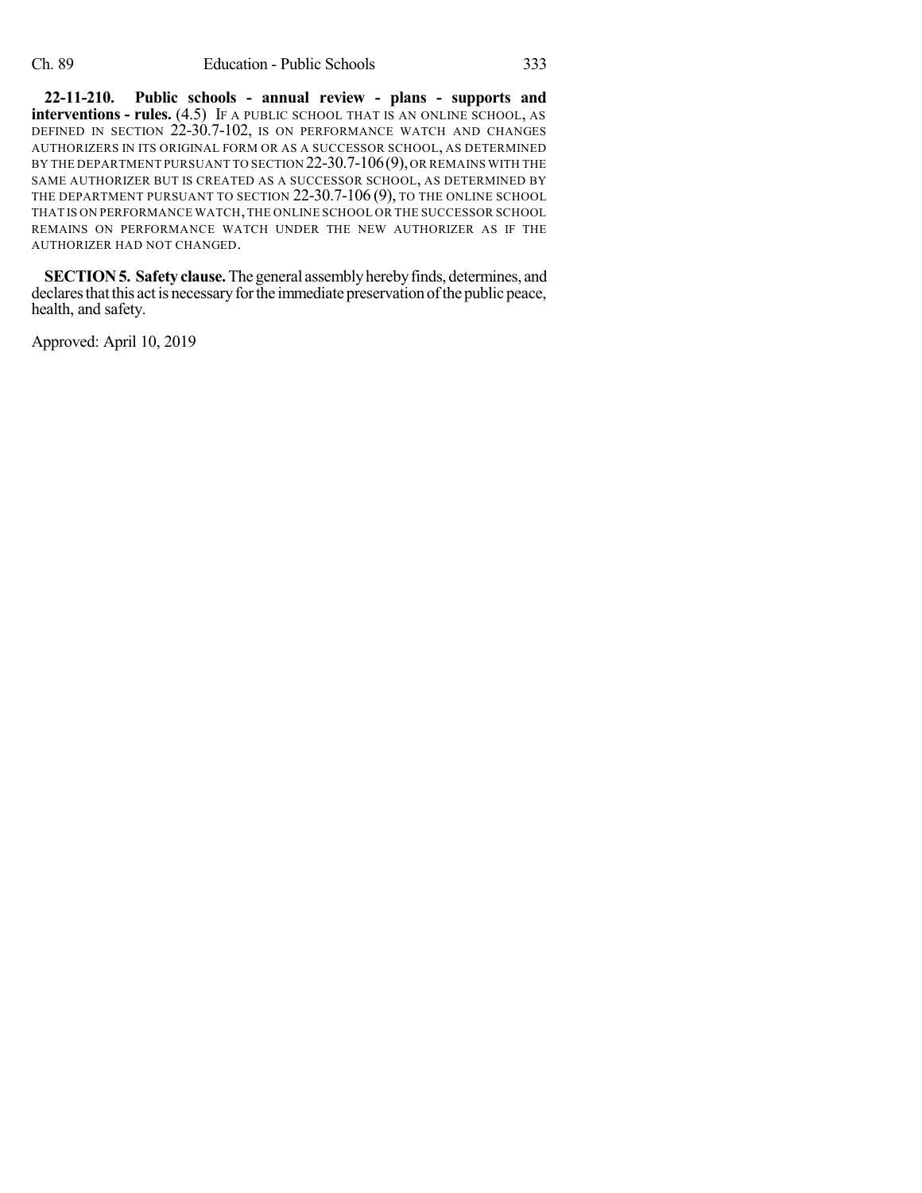**22-11-210. Public schools - annual review - plans - supports and interventions - rules.** (4.5) IF A PUBLIC SCHOOL THAT IS AN ONLINE SCHOOL, AS DEFINED IN SECTION 22-30.7-102, IS ON PERFORMANCE WATCH AND CHANGES AUTHORIZERS IN ITS ORIGINAL FORM OR AS A SUCCESSOR SCHOOL, AS DETERMINED BY THE DEPARTMENT PURSUANT TO SECTION 22-30.7-106 (9), OR REMAINS WITH THE SAME AUTHORIZER BUT IS CREATED AS A SUCCESSOR SCHOOL, AS DETERMINED BY THE DEPARTMENT PURSUANT TO SECTION 22-30.7-106 (9), TO THE ONLINE SCHOOL THAT IS ON PERFORMANCE WATCH, THE ONLINE SCHOOL OR THE SUCCESSOR SCHOOL REMAINS ON PERFORMANCE WATCH UNDER THE NEW AUTHORIZER AS IF THE AUTHORIZER HAD NOT CHANGED.

**SECTION 5. Safety clause.** The general assembly hereby finds, determines, and declares that this act is necessary for the immediate preservation of the public peace, health, and safety.

Approved: April 10, 2019